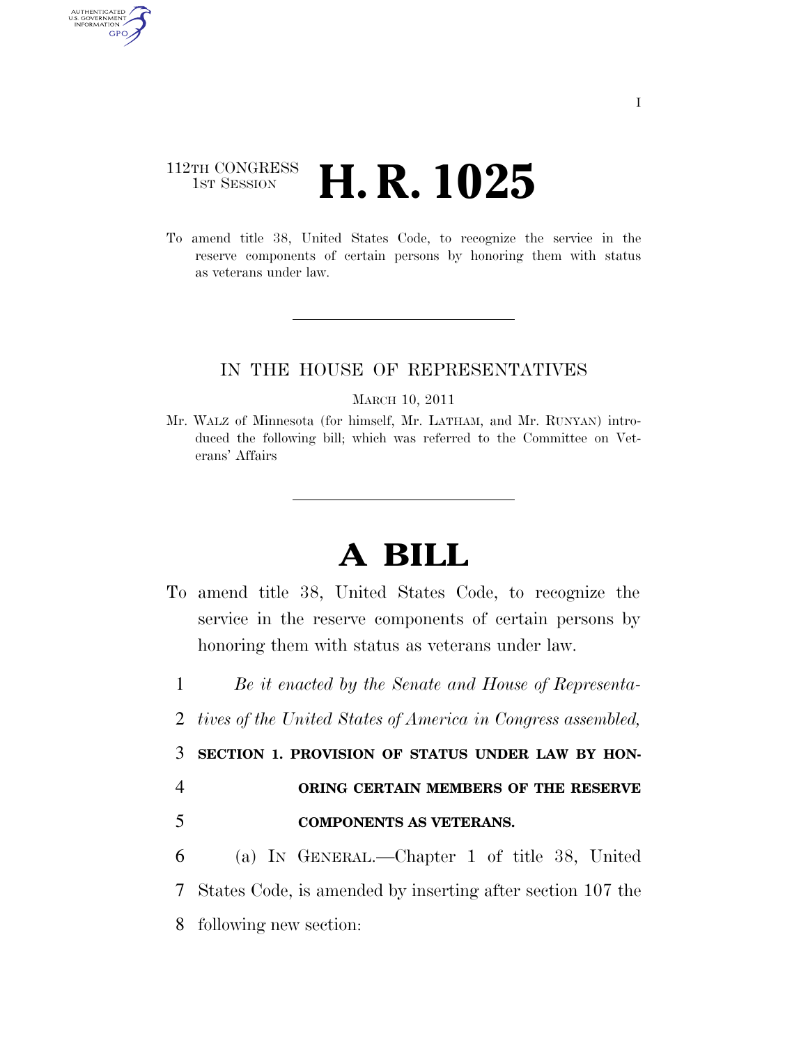112TH CONGRESS
1ST SESSION

# H. R. 1025

To amend title 38, United States Code, to recognize the service in the reserve components of certain persons by honoring them with status as veterans under law.

IN THE HOUSE OF REPRESENTATIVES

MARCH 10, 2011

Mr. WALZ of Minnesota (for himself, Mr. LATHAM, and Mr. RUNYAN) introduced the following bill; which was referred to the Committee on Veterans' Affairs

# A BILL

To amend title 38, United States Code, to recognize the service in the reserve components of certain persons by honoring them with status as veterans under law.

1 *Be it enacted by the Senate and House of Representa-*
2 *tives of the United States of America in Congress assembled,*

3 **SECTION 1. PROVISION OF STATUS UNDER LAW BY HON-**
4 **ORING CERTAIN MEMBERS OF THE RESERVE**
5 **COMPONENTS AS VETERANS.**

6 (a) IN GENERAL.—Chapter 1 of title 38, United
7 States Code, is amended by inserting after section 107 the
8 following new section: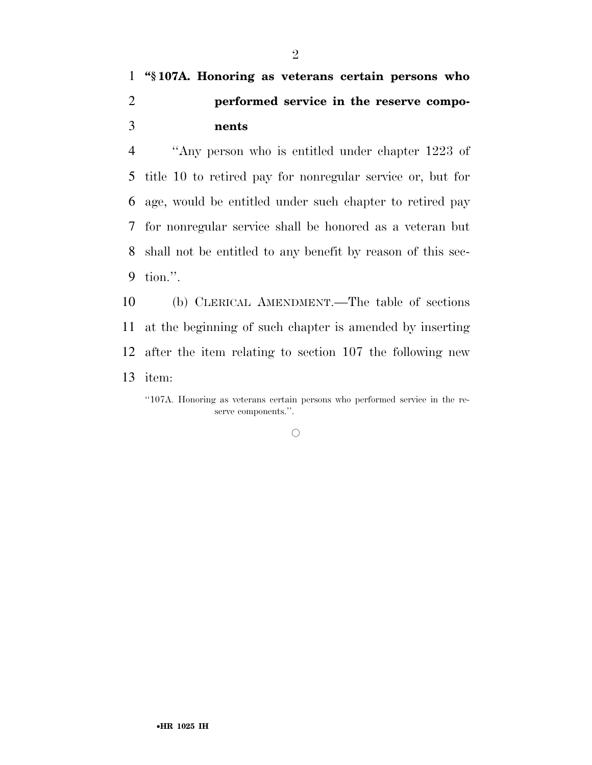**"§ 107A. Honoring as veterans certain persons who performed service in the reserve components**

"Any person who is entitled under chapter 1223 of title 10 to retired pay for nonregular service or, but for age, would be entitled under such chapter to retired pay for nonregular service shall be honored as a veteran but shall not be entitled to any benefit by reason of this section.".

(b) CLERICAL AMENDMENT.—The table of sections at the beginning of such chapter is amended by inserting after the item relating to section 107 the following new item:

"107A. Honoring as veterans certain persons who performed service in the reserve components.".

○